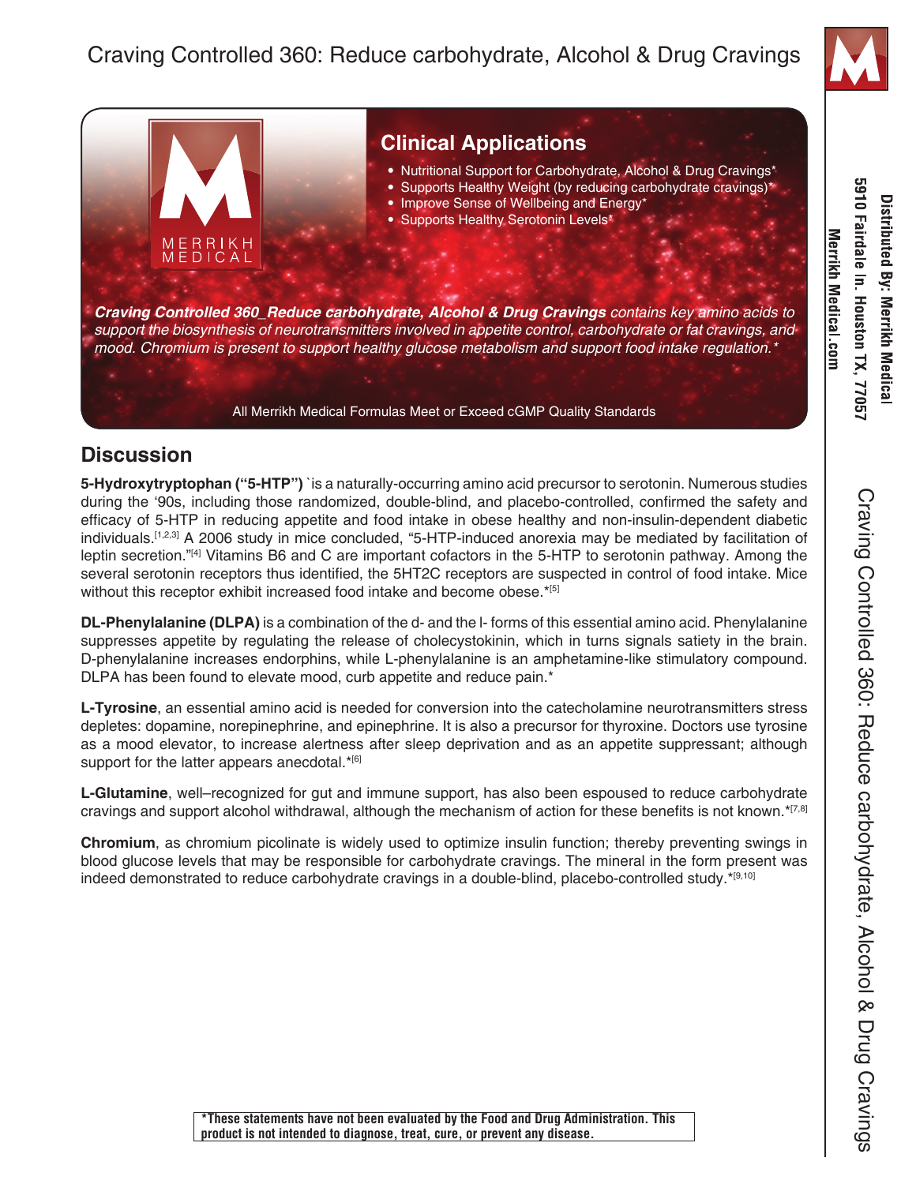# Craving Controlled 360: Reduce carbohydrate, Alcohol & Drug Cravings

MERRIKH MEDICAL

## Clinical Applications

- Nutritional Support for Carbohydrate, Alcohol & Drug Cravings*
- Supports Healthy Weight (by reducing carbohydrate cravings)*
- Improve Sense of Wellbeing and Energy*
- Supports Healthy Serotonin Levels*

***Craving Controlled 360_Reduce carbohydrate, Alcohol & Drug Cravings** contains key amino acids to support the biosynthesis of neurotransmitters involved in appetite control, carbohydrate or fat cravings, and mood. Chromium is present to support healthy glucose metabolism and support food intake regulation.**

All Merrikh Medical Formulas Meet or Exceed cGMP Quality Standards

Distributed By: Merrikh Medical
5910 Fairdale ln. Houston TX, 77057
Merrikh Medical.com

## Discussion

**5-Hydroxytryptophan ("5-HTP")** `is a naturally-occurring amino acid precursor to serotonin. Numerous studies during the '90s, including those randomized, double-blind, and placebo-controlled, confirmed the safety and efficacy of 5-HTP in reducing appetite and food intake in obese healthy and non-insulin-dependent diabetic individuals.[1,2,3] A 2006 study in mice concluded, "5-HTP-induced anorexia may be mediated by facilitation of leptin secretion."[4] Vitamins B6 and C are important cofactors in the 5-HTP to serotonin pathway. Among the several serotonin receptors thus identified, the 5HT2C receptors are suspected in control of food intake. Mice without this receptor exhibit increased food intake and become obese.*[5]

**DL-Phenylalanine (DLPA)** is a combination of the d- and the l- forms of this essential amino acid. Phenylalanine suppresses appetite by regulating the release of cholecystokinin, which in turns signals satiety in the brain. D-phenylalanine increases endorphins, while L-phenylalanine is an amphetamine-like stimulatory compound. DLPA has been found to elevate mood, curb appetite and reduce pain.*

**L-Tyrosine**, an essential amino acid is needed for conversion into the catecholamine neurotransmitters stress depletes: dopamine, norepinephrine, and epinephrine. It is also a precursor for thyroxine. Doctors use tyrosine as a mood elevator, to increase alertness after sleep deprivation and as an appetite suppressant; although support for the latter appears anecdotal.*[6]

**L-Glutamine**, well–recognized for gut and immune support, has also been espoused to reduce carbohydrate cravings and support alcohol withdrawal, although the mechanism of action for these benefits is not known.*[7,8]

**Chromium**, as chromium picolinate is widely used to optimize insulin function; thereby preventing swings in blood glucose levels that may be responsible for carbohydrate cravings. The mineral in the form present was indeed demonstrated to reduce carbohydrate cravings in a double-blind, placebo-controlled study.*[9,10]

**\*These statements have not been evaluated by the Food and Drug Administration. This product is not intended to diagnose, treat, cure, or prevent any disease.**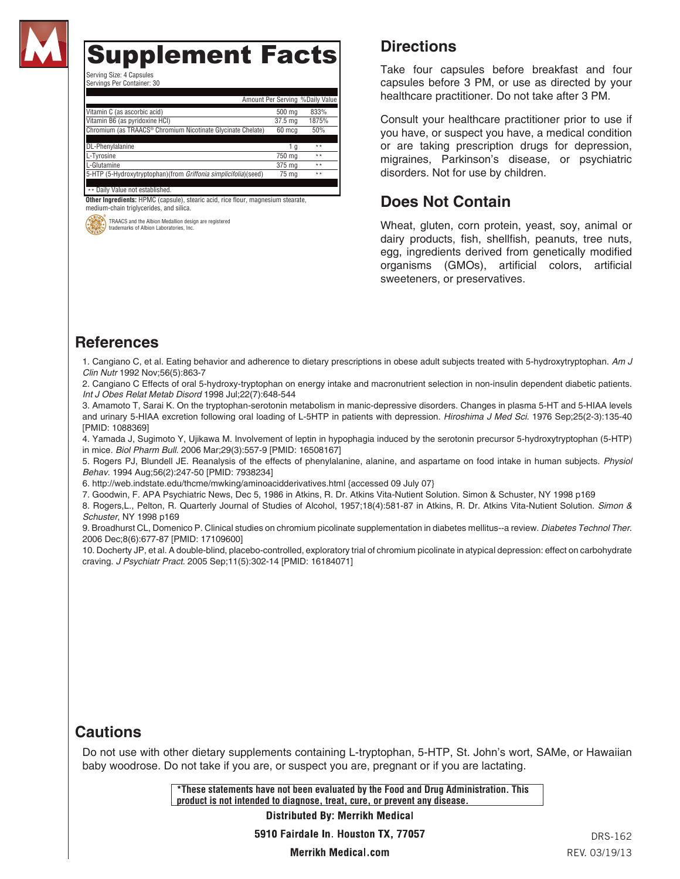# Supplement Facts

Serving Size: 4 Capsules
Servings Per Container: 30

| | Amount Per Serving | %Daily Value |
|---|---|---|
| Vitamin C (as ascorbic acid) | 500 mg | 833% |
| Vitamin B6 (as pyridoxine HCl) | 37.5 mg | 1875% |
| Chromium (as TRAACS® Chromium Nicotinate Glycinate Chelate) | 60 mcg | 50% |
| DL-Phenylalanine | 1 g | ** |
| L-Tyrosine | 750 mg | ** |
| L-Glutamine | 375 mg | ** |
| 5-HTP (5-Hydroxytryptophan)(from *Griffonia simplicifolia*)(seed) | 75 mg | ** |

** Daily Value not established.

**Other Ingredients:** HPMC (capsule), stearic acid, rice flour, magnesium stearate, medium-chain triglycerides, and silica.

TRAACS and the Albion Medallion design are registered trademarks of Albion Laboratories, Inc.

## Directions

Take four capsules before breakfast and four capsules before 3 PM, or use as directed by your healthcare practitioner. Do not take after 3 PM.

Consult your healthcare practitioner prior to use if you have, or suspect you have, a medical condition or are taking prescription drugs for depression, migraines, Parkinson's disease, or psychiatric disorders. Not for use by children.

## Does Not Contain

Wheat, gluten, corn protein, yeast, soy, animal or dairy products, fish, shellfish, peanuts, tree nuts, egg, ingredients derived from genetically modified organisms (GMOs), artificial colors, artificial sweeteners, or preservatives.

## References

1. Cangiano C, et al. Eating behavior and adherence to dietary prescriptions in obese adult subjects treated with 5-hydroxytryptophan. *Am J Clin Nutr* 1992 Nov;56(5):863-7
2. Cangiano C Effects of oral 5-hydroxy-tryptophan on energy intake and macronutrient selection in non-insulin dependent diabetic patients. *Int J Obes Relat Metab Disord* 1998 Jul;22(7):648-544
3. Amamoto T, Sarai K. On the tryptophan-serotonin metabolism in manic-depressive disorders. Changes in plasma 5-HT and 5-HIAA levels and urinary 5-HIAA excretion following oral loading of L-5HTP in patients with depression. *Hiroshima J Med Sci*. 1976 Sep;25(2-3):135-40 [PMID: 1088369]
4. Yamada J, Sugimoto Y, Ujikawa M. Involvement of leptin in hypophagia induced by the serotonin precursor 5-hydroxytryptophan (5-HTP) in mice. *Biol Pharm Bull*. 2006 Mar;29(3):557-9 [PMID: 16508167]
5. Rogers PJ, Blundell JE. Reanalysis of the effects of phenylalanine, alanine, and aspartame on food intake in human subjects. *Physiol Behav*. 1994 Aug;56(2):247-50 [PMID: 7938234]
6. http://web.indstate.edu/thcme/mwking/aminoacidderivatives.html {accessed 09 July 07}
7. Goodwin, F. APA Psychiatric News, Dec 5, 1986 in Atkins, R. Dr. Atkins Vita-Nutient Solution. Simon & Schuster, NY 1998 p169
8. Rogers,L., Pelton, R. Quarterly Journal of Studies of Alcohol, 1957;18(4):581-87 in Atkins, R. Dr. Atkins Vita-Nutient Solution. *Simon & Schuster*, NY 1998 p169
9. Broadhurst CL, Domenico P. Clinical studies on chromium picolinate supplementation in diabetes mellitus--a review. *Diabetes Technol Ther*. 2006 Dec;8(6):677-87 [PMID: 17109600]
10. Docherty JP, et al. A double-blind, placebo-controlled, exploratory trial of chromium picolinate in atypical depression: effect on carbohydrate craving. *J Psychiatr Pract*. 2005 Sep;11(5):302-14 [PMID: 16184071]

## Cautions

Do not use with other dietary supplements containing L-tryptophan, 5-HTP, St. John's wort, SAMe, or Hawaiian baby woodrose. Do not take if you are, or suspect you are, pregnant or if you are lactating.

**\*These statements have not been evaluated by the Food and Drug Administration. This product is not intended to diagnose, treat, cure, or prevent any disease.**

**Distributed By: Merrikh Medical**

**5910 Fairdale ln. Houston TX, 77057**

**Merrikh Medical.com**

DRS-162
REV. 03/19/13